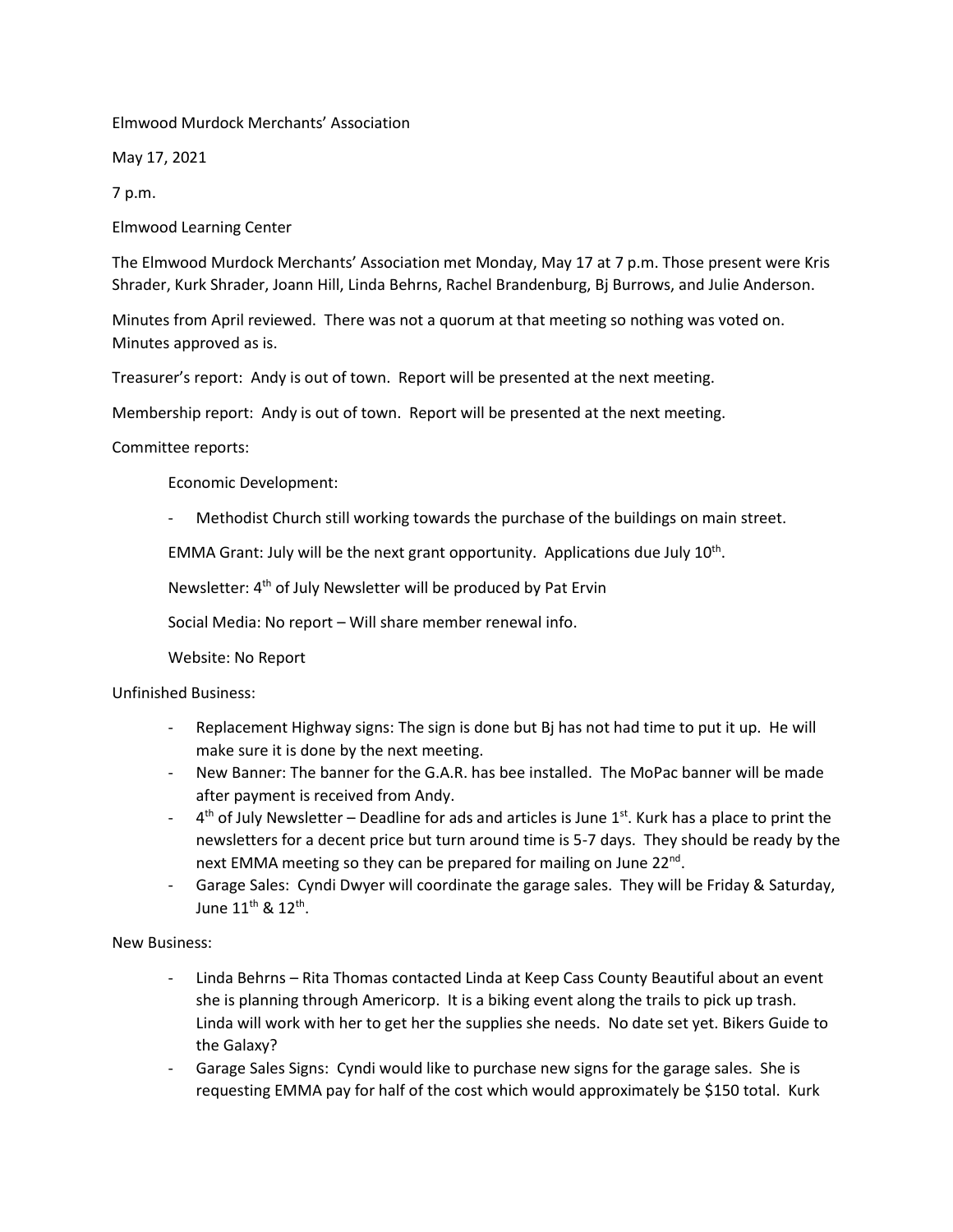Elmwood Murdock Merchants' Association

May 17, 2021

7 p.m.

Elmwood Learning Center

The Elmwood Murdock Merchants' Association met Monday, May 17 at 7 p.m. Those present were Kris Shrader, Kurk Shrader, Joann Hill, Linda Behrns, Rachel Brandenburg, Bj Burrows, and Julie Anderson.

Minutes from April reviewed. There was not a quorum at that meeting so nothing was voted on. Minutes approved as is.

Treasurer's report: Andy is out of town. Report will be presented at the next meeting.

Membership report: Andy is out of town. Report will be presented at the next meeting.

Committee reports:

Economic Development:

- Methodist Church still working towards the purchase of the buildings on main street.

EMMA Grant: July will be the next grant opportunity. Applications due July 10th.

Newsletter: 4th of July Newsletter will be produced by Pat Ervin

Social Media: No report – Will share member renewal info.

Website: No Report

Unfinished Business:

- Replacement Highway signs: The sign is done but Bj has not had time to put it up. He will make sure it is done by the next meeting.
- New Banner: The banner for the G.A.R. has bee installed. The MoPac banner will be made after payment is received from Andy.
- 4th of July Newsletter – Deadline for ads and articles is June 1st. Kurk has a place to print the newsletters for a decent price but turn around time is 5-7 days. They should be ready by the next EMMA meeting so they can be prepared for mailing on June 22nd.
- Garage Sales: Cyndi Dwyer will coordinate the garage sales. They will be Friday & Saturday, June 11th & 12th.

New Business:

- Linda Behrns – Rita Thomas contacted Linda at Keep Cass County Beautiful about an event she is planning through Americorp. It is a biking event along the trails to pick up trash. Linda will work with her to get her the supplies she needs. No date set yet. Bikers Guide to the Galaxy?
- Garage Sales Signs: Cyndi would like to purchase new signs for the garage sales. She is requesting EMMA pay for half of the cost which would approximately be $150 total. Kurk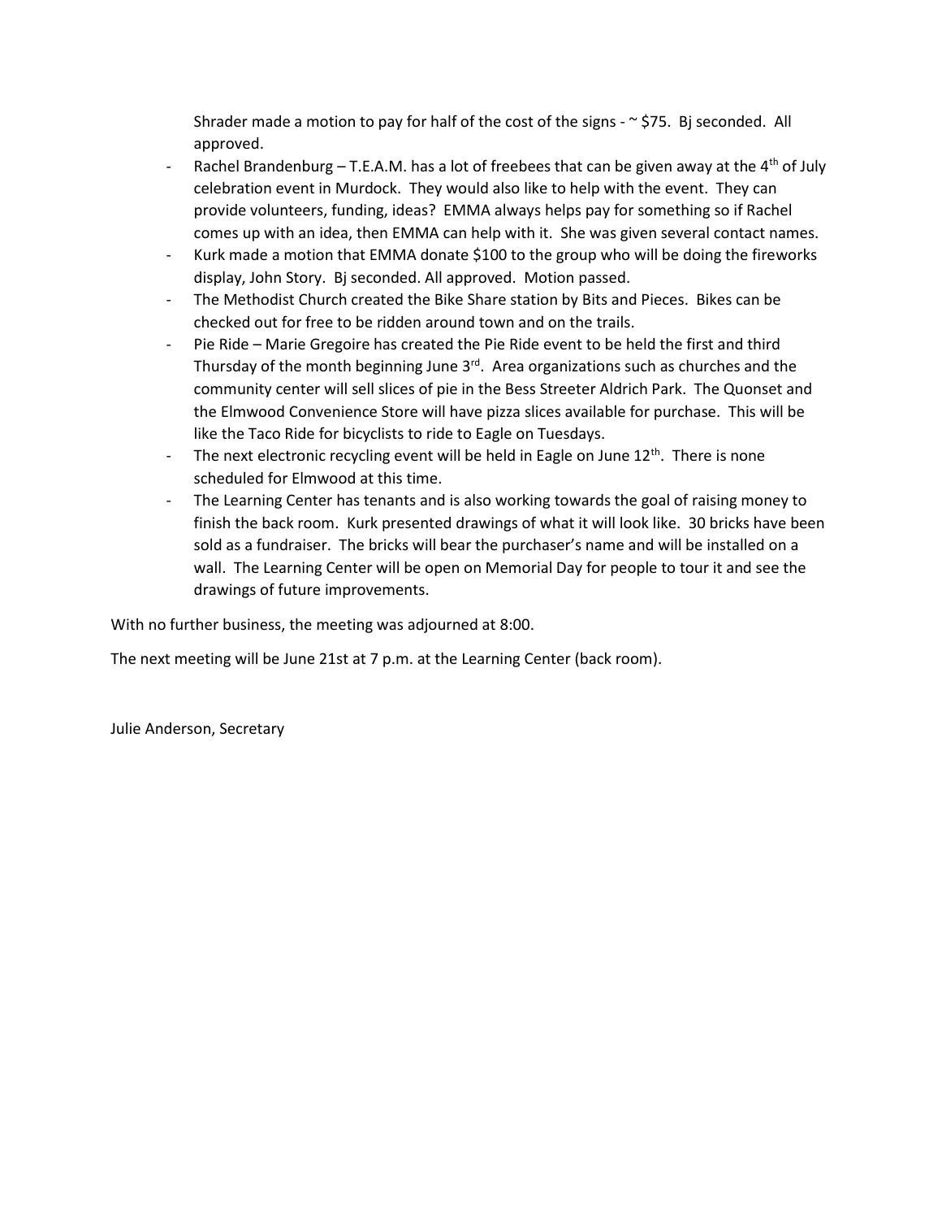Shrader made a motion to pay for half of the cost of the signs - ~ $75. Bj seconded. All approved.

- Rachel Brandenburg – T.E.A.M. has a lot of freebees that can be given away at the 4th of July celebration event in Murdock. They would also like to help with the event. They can provide volunteers, funding, ideas? EMMA always helps pay for something so if Rachel comes up with an idea, then EMMA can help with it. She was given several contact names.
- Kurk made a motion that EMMA donate $100 to the group who will be doing the fireworks display, John Story. Bj seconded. All approved. Motion passed.
- The Methodist Church created the Bike Share station by Bits and Pieces. Bikes can be checked out for free to be ridden around town and on the trails.
- Pie Ride – Marie Gregoire has created the Pie Ride event to be held the first and third Thursday of the month beginning June 3rd. Area organizations such as churches and the community center will sell slices of pie in the Bess Streeter Aldrich Park. The Quonset and the Elmwood Convenience Store will have pizza slices available for purchase. This will be like the Taco Ride for bicyclists to ride to Eagle on Tuesdays.
- The next electronic recycling event will be held in Eagle on June 12th. There is none scheduled for Elmwood at this time.
- The Learning Center has tenants and is also working towards the goal of raising money to finish the back room. Kurk presented drawings of what it will look like. 30 bricks have been sold as a fundraiser. The bricks will bear the purchaser's name and will be installed on a wall. The Learning Center will be open on Memorial Day for people to tour it and see the drawings of future improvements.

With no further business, the meeting was adjourned at 8:00.

The next meeting will be June 21st at 7 p.m. at the Learning Center (back room).

Julie Anderson, Secretary